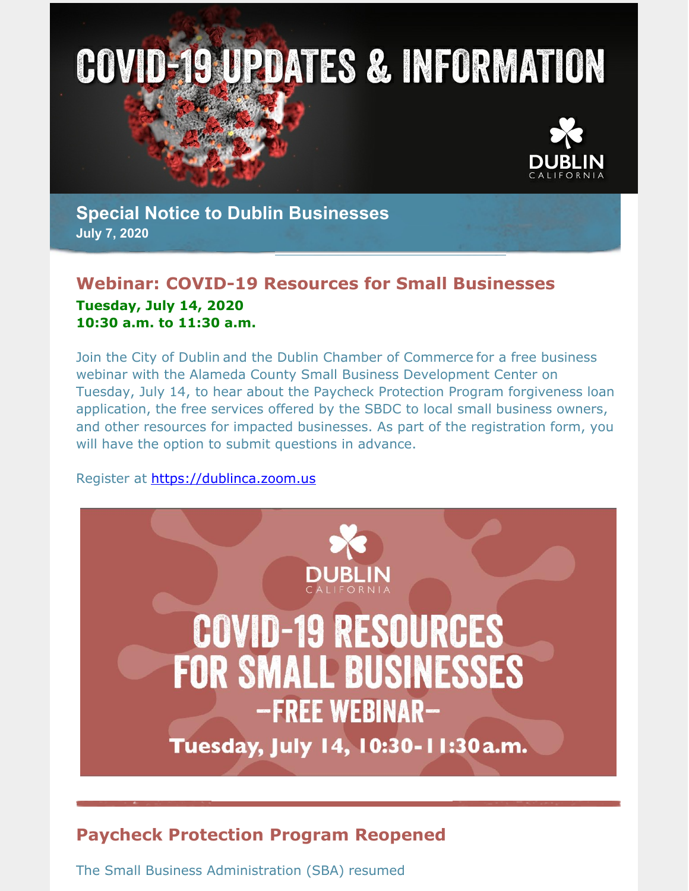# COVID-19 UPDATES & INFORMATION

DUBLIN CALIFORNIA

## Special Notice to Dublin Businesses

**July 7, 2020**

## Webinar: COVID-19 Resources for Small Businesses

**Tuesday, July 14, 2020**
**10:30 a.m. to 11:30 a.m.**

Join the City of Dublin and the Dublin Chamber of Commerce for a free business webinar with the Alameda County Small Business Development Center on Tuesday, July 14, to hear about the Paycheck Protection Program forgiveness loan application, the free services offered by the SBDC to local small business owners, and other resources for impacted businesses. As part of the registration form, you will have the option to submit questions in advance.

Register at https://dublinca.zoom.us

DUBLIN CALIFORNIA

COVID-19 RESOURCES FOR SMALL BUSINESSES

–FREE WEBINAR–

Tuesday, July 14, 10:30-11:30 a.m.

## Paycheck Protection Program Reopened

The Small Business Administration (SBA) resumed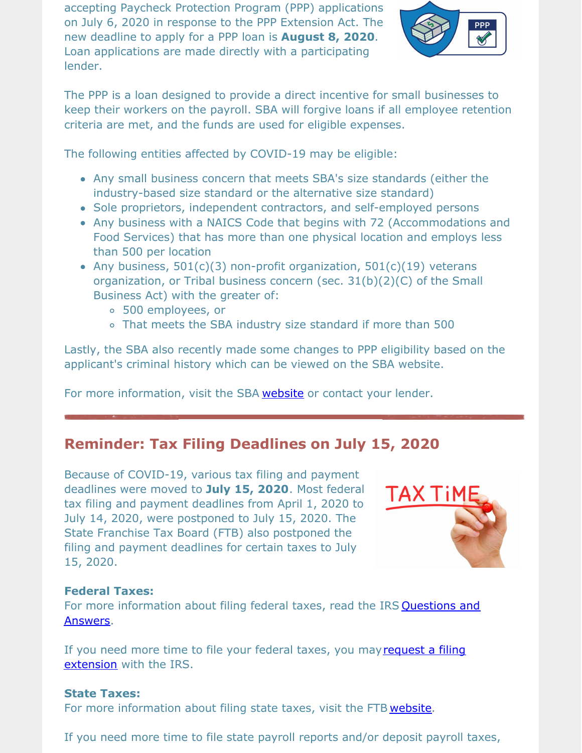accepting Paycheck Protection Program (PPP) applications on July 6, 2020 in response to the PPP Extension Act. The new deadline to apply for a PPP loan is **August 8, 2020**. Loan applications are made directly with a participating lender.

The PPP is a loan designed to provide a direct incentive for small businesses to keep their workers on the payroll. SBA will forgive loans if all employee retention criteria are met, and the funds are used for eligible expenses.

The following entities affected by COVID-19 may be eligible:

- Any small business concern that meets SBA's size standards (either the industry-based size standard or the alternative size standard)
- Sole proprietors, independent contractors, and self-employed persons
- Any business with a NAICS Code that begins with 72 (Accommodations and Food Services) that has more than one physical location and employs less than 500 per location
- Any business, 501(c)(3) non-profit organization, 501(c)(19) veterans organization, or Tribal business concern (sec. 31(b)(2)(C) of the Small Business Act) with the greater of:
  - 500 employees, or
  - That meets the SBA industry size standard if more than 500

Lastly, the SBA also recently made some changes to PPP eligibility based on the applicant's criminal history which can be viewed on the SBA website.

For more information, visit the SBA website or contact your lender.

## Reminder: Tax Filing Deadlines on July 15, 2020

Because of COVID-19, various tax filing and payment deadlines were moved to **July 15, 2020**. Most federal tax filing and payment deadlines from April 1, 2020 to July 14, 2020, were postponed to July 15, 2020. The State Franchise Tax Board (FTB) also postponed the filing and payment deadlines for certain taxes to July 15, 2020.

**Federal Taxes:**
For more information about filing federal taxes, read the IRS Questions and Answers.

If you need more time to file your federal taxes, you may request a filing extension with the IRS.

**State Taxes:**
For more information about filing state taxes, visit the FTB website.

If you need more time to file state payroll reports and/or deposit payroll taxes,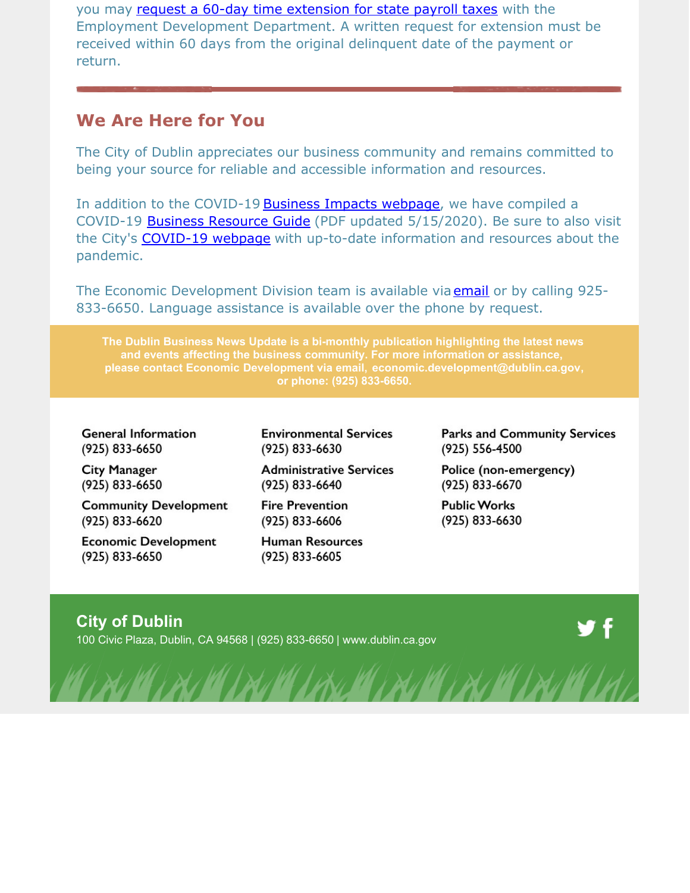you may request a 60-day time extension for state payroll taxes with the Employment Development Department. A written request for extension must be received within 60 days from the original delinquent date of the payment or return.

## We Are Here for You

The City of Dublin appreciates our business community and remains committed to being your source for reliable and accessible information and resources.

In addition to the COVID-19 Business Impacts webpage, we have compiled a COVID-19 Business Resource Guide (PDF updated 5/15/2020). Be sure to also visit the City's COVID-19 webpage with up-to-date information and resources about the pandemic.

The Economic Development Division team is available via email or by calling 925-833-6650. Language assistance is available over the phone by request.

**The Dublin Business News Update is a bi-monthly publication highlighting the latest news and events affecting the business community. For more information or assistance, please contact Economic Development via email, economic.development@dublin.ca.gov, or phone: (925) 833-6650.**

**General Information**
(925) 833-6650

**City Manager**
(925) 833-6650

**Community Development**
(925) 833-6620

**Economic Development**
(925) 833-6650

**Environmental Services**
(925) 833-6630

**Administrative Services**
(925) 833-6640

**Fire Prevention**
(925) 833-6606

**Human Resources**
(925) 833-6605

**Parks and Community Services**
(925) 556-4500

**Police (non-emergency)**
(925) 833-6670

**Public Works**
(925) 833-6630

**City of Dublin**
100 Civic Plaza, Dublin, CA 94568 | (925) 833-6650 | www.dublin.ca.gov